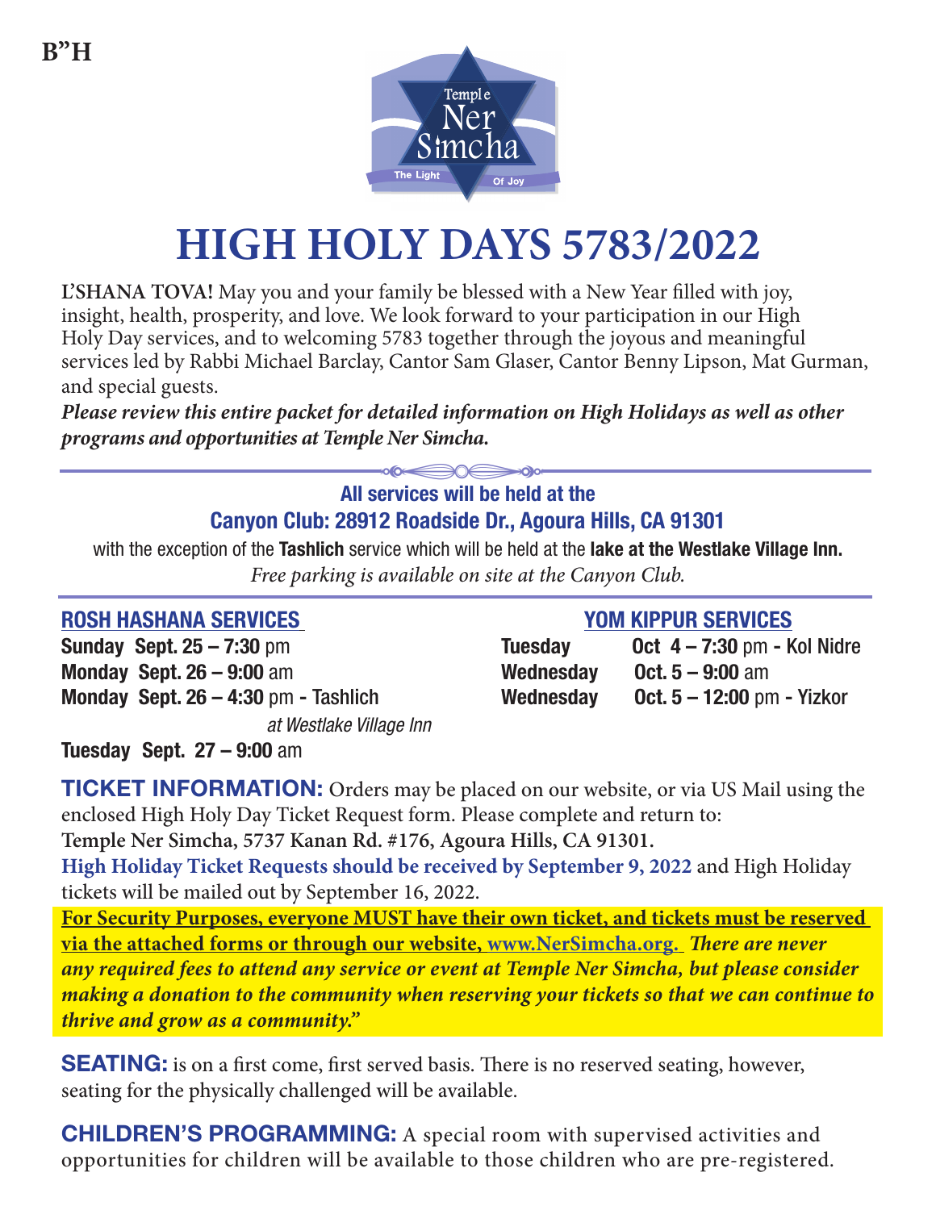B"H

Temple Ner Simcha
The Light Of Joy

# HIGH HOLY DAYS 5783/2022

**L'SHANA TOVA!** May you and your family be blessed with a New Year filled with joy, insight, health, prosperity, and love. We look forward to your participation in our High Holy Day services, and to welcoming 5783 together through the joyous and meaningful services led by Rabbi Michael Barclay, Cantor Sam Glaser, Cantor Benny Lipson, Mat Gurman, and special guests.

***Please review this entire packet for detailed information on High Holidays as well as other programs and opportunities at Temple Ner Simcha.***

**All services will be held at the**
**Canyon Club: 28912 Roadside Dr., Agoura Hills, CA 91301**

with the exception of the **Tashlich** service which will be held at the **lake at the Westlake Village Inn.**

*Free parking is available on site at the Canyon Club.*

## ROSH HASHANA SERVICES

**Sunday Sept. 25 – 7:30** pm
**Monday Sept. 26 – 9:00** am
**Monday Sept. 26 – 4:30** pm - Tashlich *at Westlake Village Inn*
**Tuesday Sept. 27 – 9:00** am

## YOM KIPPUR SERVICES

**Tuesday Oct 4 – 7:30** pm - Kol Nidre
**Wednesday Oct. 5 – 9:00** am
**Wednesday Oct. 5 – 12:00** pm - Yizkor

**TICKET INFORMATION:** Orders may be placed on our website, or via US Mail using the enclosed High Holy Day Ticket Request form. Please complete and return to:
**Temple Ner Simcha, 5737 Kanan Rd. #176, Agoura Hills, CA 91301.**
**High Holiday Ticket Requests should be received by September 9, 2022** and High Holiday tickets will be mailed out by September 16, 2022.

**For Security Purposes, everyone MUST have their own ticket, and tickets must be reserved via the attached forms or through our website, www.NerSimcha.org.** ***There are never any required fees to attend any service or event at Temple Ner Simcha, but please consider making a donation to the community when reserving your tickets so that we can continue to thrive and grow as a community."***

**SEATING:** is on a first come, first served basis. There is no reserved seating, however, seating for the physically challenged will be available.

**CHILDREN'S PROGRAMMING:** A special room with supervised activities and opportunities for children will be available to those children who are pre-registered.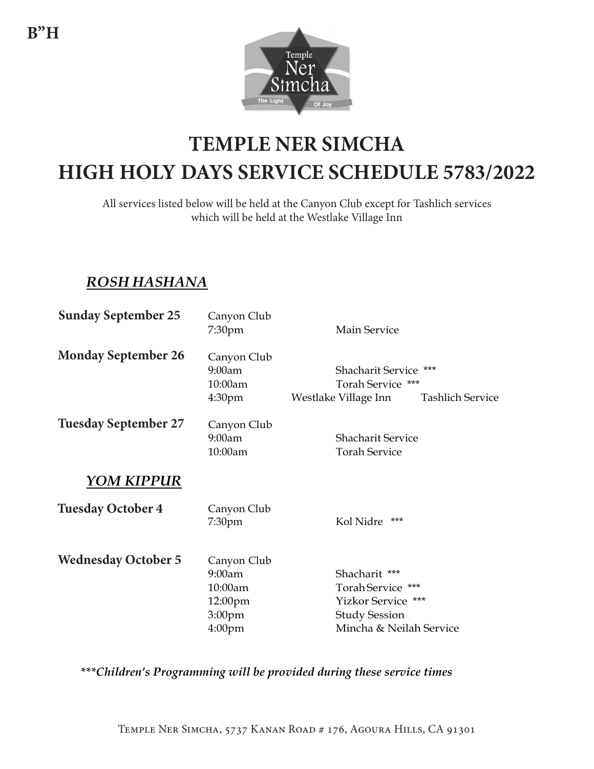B"H

# TEMPLE NER SIMCHA
# HIGH HOLY DAYS SERVICE SCHEDULE 5783/2022

All services listed below will be held at the Canyon Club except for Tashlich services which will be held at the Westlake Village Inn

## *ROSH HASHANA*

| Date | Location / Time | Service |
|---|---|---|
| **Sunday September 25** | Canyon Club | |
| | 7:30pm | Main Service |
| **Monday September 26** | Canyon Club | |
| | 9:00am | Shacharit Service *** |
| | 10:00am | Torah Service *** |
| | 4:30pm | Westlake Village Inn — Tashlich Service |
| **Tuesday September 27** | Canyon Club | |
| | 9:00am | Shacharit Service |
| | 10:00am | Torah Service |

## *YOM KIPPUR*

| Date | Location / Time | Service |
|---|---|---|
| **Tuesday October 4** | Canyon Club | |
| | 7:30pm | Kol Nidre *** |
| **Wednesday October 5** | Canyon Club | |
| | 9:00am | Shacharit *** |
| | 10:00am | Torah Service *** |
| | 12:00pm | Yizkor Service *** |
| | 3:00pm | Study Session |
| | 4:00pm | Mincha & Neilah Service |

****\*\*\*Children's Programming will be provided during these service times***

Temple Ner Simcha, 5737 Kanan Road # 176, Agoura Hills, CA 91301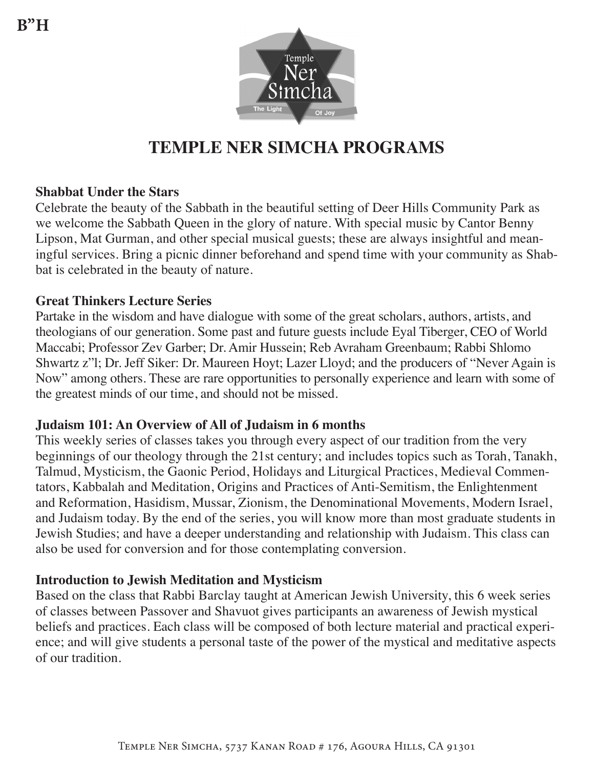B"H

# TEMPLE NER SIMCHA PROGRAMS

**Shabbat Under the Stars**
Celebrate the beauty of the Sabbath in the beautiful setting of Deer Hills Community Park as we welcome the Sabbath Queen in the glory of nature. With special music by Cantor Benny Lipson, Mat Gurman, and other special musical guests; these are always insightful and meaningful services. Bring a picnic dinner beforehand and spend time with your community as Shabbat is celebrated in the beauty of nature.

**Great Thinkers Lecture Series**
Partake in the wisdom and have dialogue with some of the great scholars, authors, artists, and theologians of our generation. Some past and future guests include Eyal Tiberger, CEO of World Maccabi; Professor Zev Garber; Dr. Amir Hussein; Reb Avraham Greenbaum; Rabbi Shlomo Shwartz z"l; Dr. Jeff Siker: Dr. Maureen Hoyt; Lazer Lloyd; and the producers of "Never Again is Now" among others. These are rare opportunities to personally experience and learn with some of the greatest minds of our time, and should not be missed.

**Judaism 101: An Overview of All of Judaism in 6 months**
This weekly series of classes takes you through every aspect of our tradition from the very beginnings of our theology through the 21st century; and includes topics such as Torah, Tanakh, Talmud, Mysticism, the Gaonic Period, Holidays and Liturgical Practices, Medieval Commentators, Kabbalah and Meditation, Origins and Practices of Anti-Semitism, the Enlightenment and Reformation, Hasidism, Mussar, Zionism, the Denominational Movements, Modern Israel, and Judaism today. By the end of the series, you will know more than most graduate students in Jewish Studies; and have a deeper understanding and relationship with Judaism. This class can also be used for conversion and for those contemplating conversion.

**Introduction to Jewish Meditation and Mysticism**
Based on the class that Rabbi Barclay taught at American Jewish University, this 6 week series of classes between Passover and Shavuot gives participants an awareness of Jewish mystical beliefs and practices. Each class will be composed of both lecture material and practical experience; and will give students a personal taste of the power of the mystical and meditative aspects of our tradition.

Temple Ner Simcha, 5737 Kanan Road # 176, Agoura Hills, CA 91301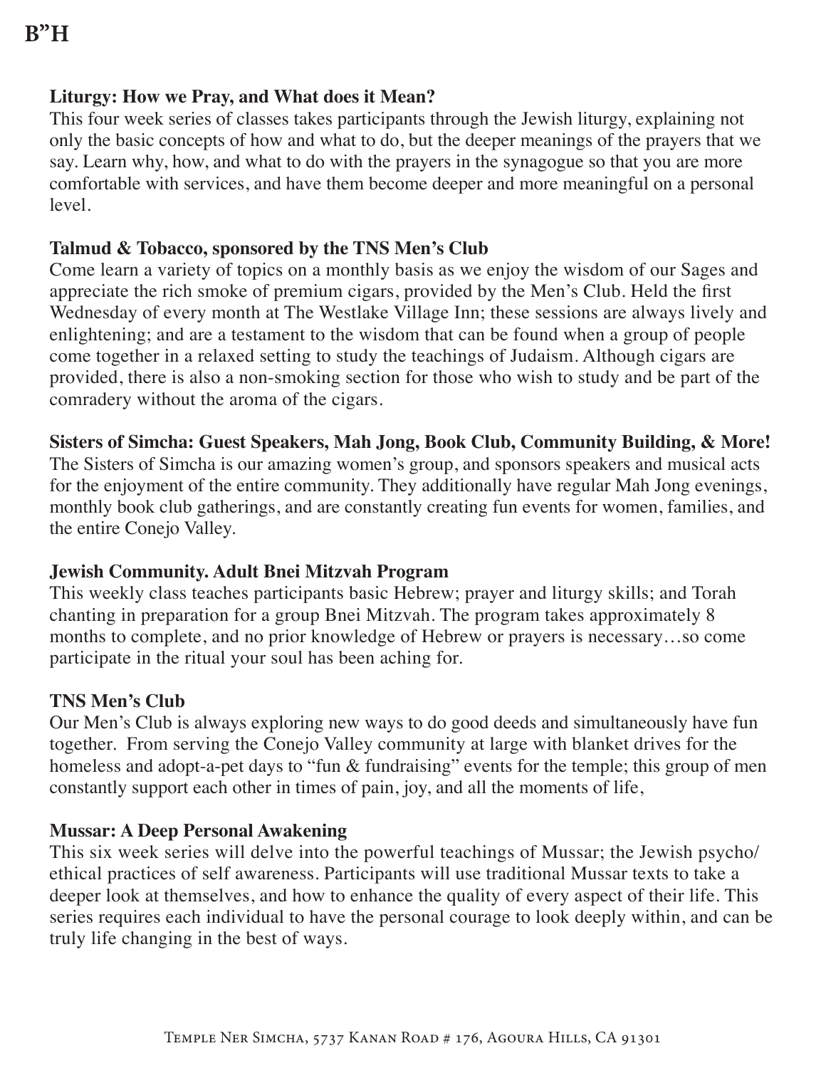B"H

**Liturgy: How we Pray, and What does it Mean?**
This four week series of classes takes participants through the Jewish liturgy, explaining not only the basic concepts of how and what to do, but the deeper meanings of the prayers that we say. Learn why, how, and what to do with the prayers in the synagogue so that you are more comfortable with services, and have them become deeper and more meaningful on a personal level.

**Talmud & Tobacco, sponsored by the TNS Men's Club**
Come learn a variety of topics on a monthly basis as we enjoy the wisdom of our Sages and appreciate the rich smoke of premium cigars, provided by the Men's Club. Held the first Wednesday of every month at The Westlake Village Inn; these sessions are always lively and enlightening; and are a testament to the wisdom that can be found when a group of people come together in a relaxed setting to study the teachings of Judaism. Although cigars are provided, there is also a non-smoking section for those who wish to study and be part of the comradery without the aroma of the cigars.

**Sisters of Simcha: Guest Speakers, Mah Jong, Book Club, Community Building, & More!**
The Sisters of Simcha is our amazing women's group, and sponsors speakers and musical acts for the enjoyment of the entire community. They additionally have regular Mah Jong evenings, monthly book club gatherings, and are constantly creating fun events for women, families, and the entire Conejo Valley.

**Jewish Community. Adult Bnei Mitzvah Program**
This weekly class teaches participants basic Hebrew; prayer and liturgy skills; and Torah chanting in preparation for a group Bnei Mitzvah. The program takes approximately 8 months to complete, and no prior knowledge of Hebrew or prayers is necessary…so come participate in the ritual your soul has been aching for.

**TNS Men's Club**
Our Men's Club is always exploring new ways to do good deeds and simultaneously have fun together. From serving the Conejo Valley community at large with blanket drives for the homeless and adopt-a-pet days to "fun & fundraising" events for the temple; this group of men constantly support each other in times of pain, joy, and all the moments of life,

**Mussar: A Deep Personal Awakening**
This six week series will delve into the powerful teachings of Mussar; the Jewish psycho/ethical practices of self awareness. Participants will use traditional Mussar texts to take a deeper look at themselves, and how to enhance the quality of every aspect of their life. This series requires each individual to have the personal courage to look deeply within, and can be truly life changing in the best of ways.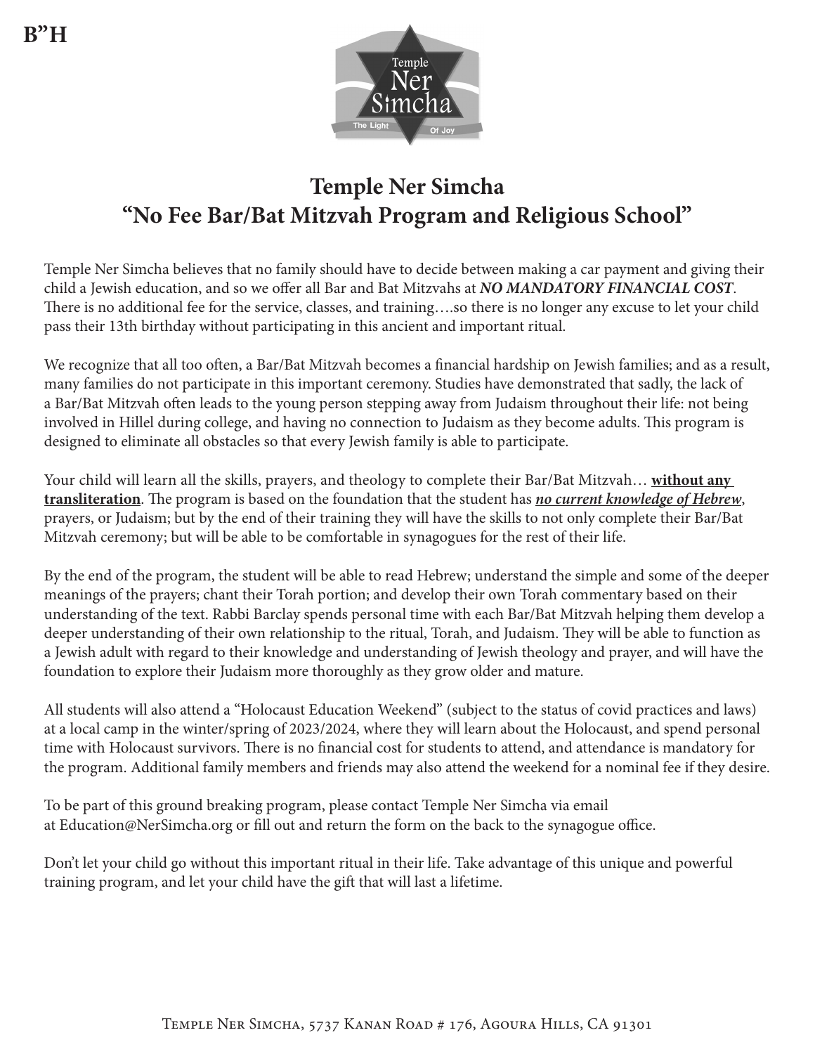B"H

# Temple Ner Simcha
## "No Fee Bar/Bat Mitzvah Program and Religious School"

Temple Ner Simcha believes that no family should have to decide between making a car payment and giving their child a Jewish education, and so we offer all Bar and Bat Mitzvahs at ***NO MANDATORY FINANCIAL COST***. There is no additional fee for the service, classes, and training….so there is no longer any excuse to let your child pass their 13th birthday without participating in this ancient and important ritual.

We recognize that all too often, a Bar/Bat Mitzvah becomes a financial hardship on Jewish families; and as a result, many families do not participate in this important ceremony. Studies have demonstrated that sadly, the lack of a Bar/Bat Mitzvah often leads to the young person stepping away from Judaism throughout their life: not being involved in Hillel during college, and having no connection to Judaism as they become adults. This program is designed to eliminate all obstacles so that every Jewish family is able to participate.

Your child will learn all the skills, prayers, and theology to complete their Bar/Bat Mitzvah… <u>**without any transliteration**</u>. The program is based on the foundation that the student has <u>***no current knowledge of Hebrew***</u>, prayers, or Judaism; but by the end of their training they will have the skills to not only complete their Bar/Bat Mitzvah ceremony; but will be able to be comfortable in synagogues for the rest of their life.

By the end of the program, the student will be able to read Hebrew; understand the simple and some of the deeper meanings of the prayers; chant their Torah portion; and develop their own Torah commentary based on their understanding of the text. Rabbi Barclay spends personal time with each Bar/Bat Mitzvah helping them develop a deeper understanding of their own relationship to the ritual, Torah, and Judaism. They will be able to function as a Jewish adult with regard to their knowledge and understanding of Jewish theology and prayer, and will have the foundation to explore their Judaism more thoroughly as they grow older and mature.

All students will also attend a "Holocaust Education Weekend" (subject to the status of covid practices and laws) at a local camp in the winter/spring of 2023/2024, where they will learn about the Holocaust, and spend personal time with Holocaust survivors. There is no financial cost for students to attend, and attendance is mandatory for the program. Additional family members and friends may also attend the weekend for a nominal fee if they desire.

To be part of this ground breaking program, please contact Temple Ner Simcha via email at Education@NerSimcha.org or fill out and return the form on the back to the synagogue office.

Don't let your child go without this important ritual in their life. Take advantage of this unique and powerful training program, and let your child have the gift that will last a lifetime.

Temple Ner Simcha, 5737 Kanan Road # 176, Agoura Hills, CA 91301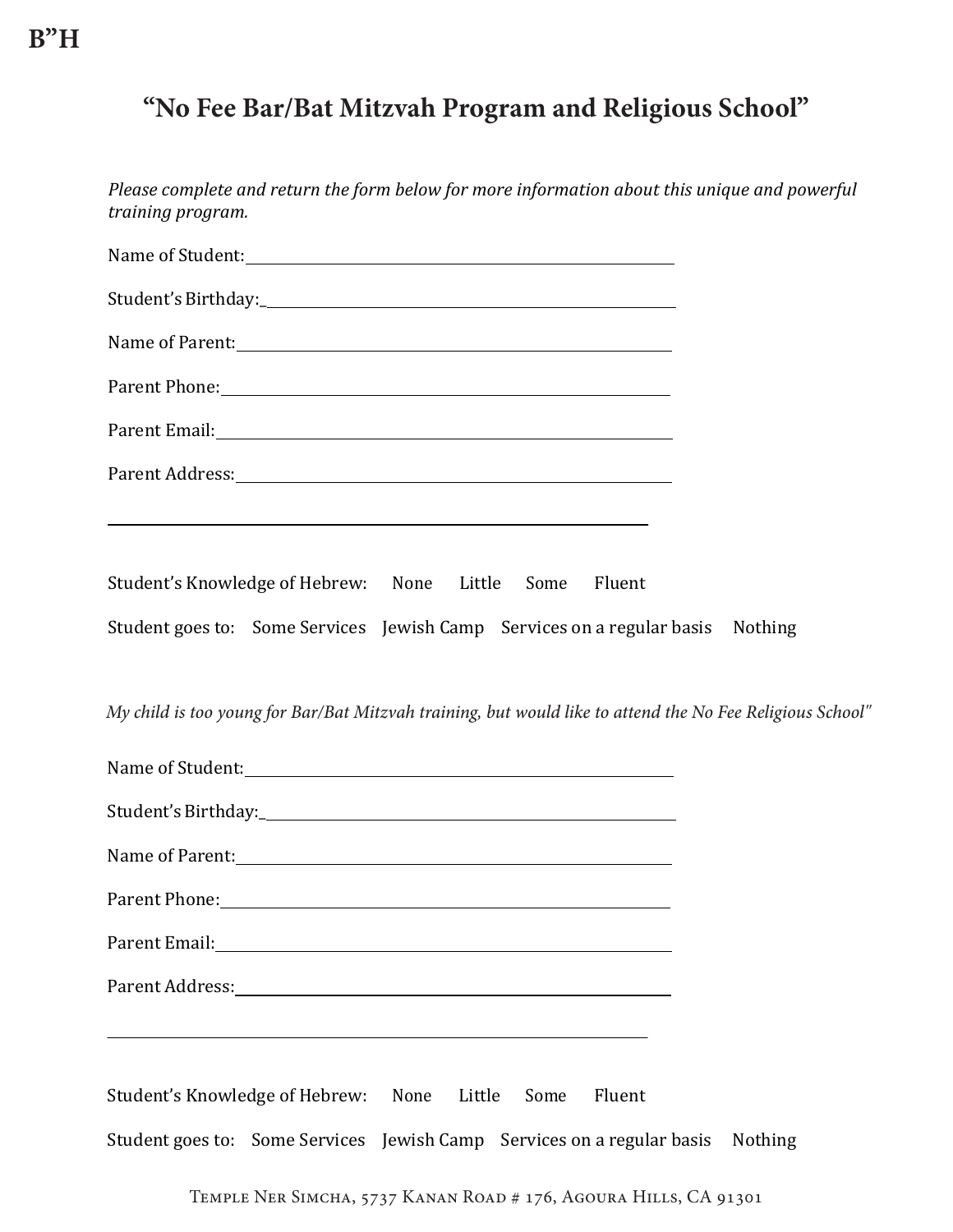B"H

# "No Fee Bar/Bat Mitzvah Program and Religious School"

*Please complete and return the form below for more information about this unique and powerful training program.*

Name of Student: ______________________________________

Student's Birthday: ______________________________________

Name of Parent: ______________________________________

Parent Phone: ______________________________________

Parent Email: ______________________________________

Parent Address: ______________________________________

______________________________________________

Student's Knowledge of Hebrew: None Little Some Fluent

Student goes to: Some Services Jewish Camp Services on a regular basis Nothing

*My child is too young for Bar/Bat Mitzvah training, but would like to attend the No Fee Religious School"*

Name of Student: ______________________________________

Student's Birthday: ______________________________________

Name of Parent: ______________________________________

Parent Phone: ______________________________________

Parent Email: ______________________________________

Parent Address: ______________________________________

______________________________________________

Student's Knowledge of Hebrew: None Little Some Fluent

Student goes to: Some Services Jewish Camp Services on a regular basis Nothing

Temple Ner Simcha, 5737 Kanan Road # 176, Agoura Hills, CA 91301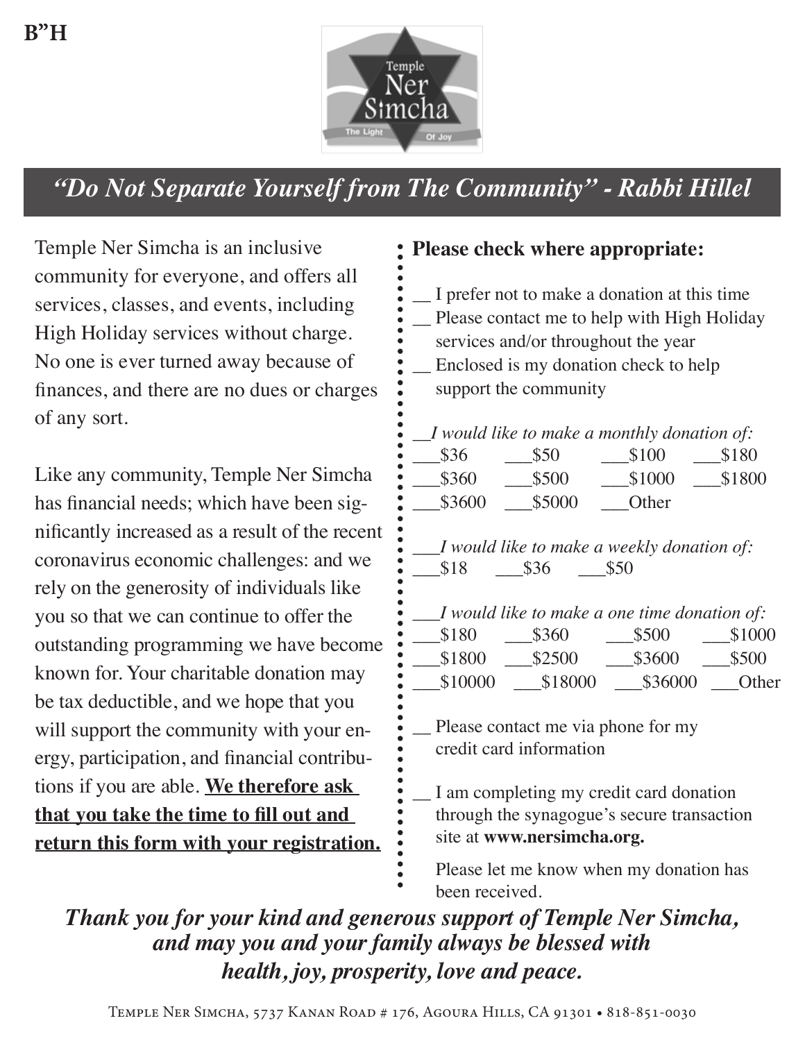B"H

Temple Ner Simcha — The Light Of Joy

## *"Do Not Separate Yourself from The Community" - Rabbi Hillel*

Temple Ner Simcha is an inclusive community for everyone, and offers all services, classes, and events, including High Holiday services without charge. No one is ever turned away because of finances, and there are no dues or charges of any sort.

Like any community, Temple Ner Simcha has financial needs; which have been significantly increased as a result of the recent coronavirus economic challenges: and we rely on the generosity of individuals like you so that we can continue to offer the outstanding programming we have become known for. Your charitable donation may be tax deductible, and we hope that you will support the community with your energy, participation, and financial contributions if you are able. **<u>We therefore ask that you take the time to fill out and return this form with your registration.</u>**

**Please check where appropriate:**

__ I prefer not to make a donation at this time

__ Please contact me to help with High Holiday services and/or throughout the year

__ Enclosed is my donation check to help support the community

__*I would like to make a monthly donation of:*

___$36 ___$50 ___$100 ___$180
___$360 ___$500 ___$1000 ___$1800
___$3600 ___$5000 ___Other

___*I would like to make a weekly donation of:*

___$18 ___$36 ___$50

___*I would like to make a one time donation of:*

___$180 ___$360 ___$500 ___$1000
___$1800 ___$2500 ___$3600 ___$500
___$10000 ___$18000 ___$36000 ___Other

__ Please contact me via phone for my credit card information

__ I am completing my credit card donation through the synagogue's secure transaction site at **www.nersimcha.org.**

Please let me know when my donation has been received.

***Thank you for your kind and generous support of Temple Ner Simcha, and may you and your family always be blessed with health, joy, prosperity, love and peace.***

Temple Ner Simcha, 5737 Kanan Road # 176, Agoura Hills, CA 91301 • 818-851-0030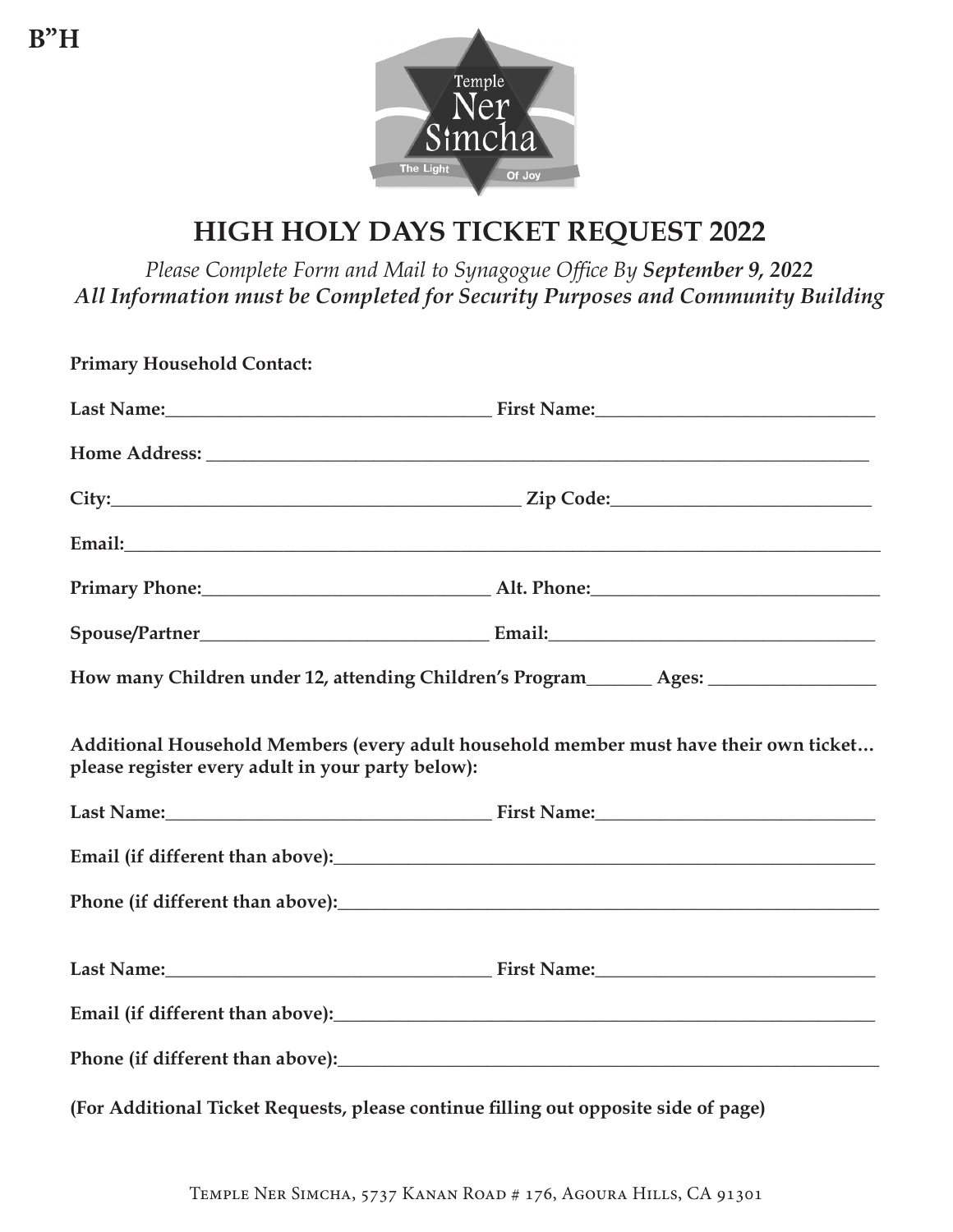B"H

# HIGH HOLY DAYS TICKET REQUEST 2022

*Please Complete Form and Mail to Synagogue Office By **September 9, 2022***
***All Information must be Completed for Security Purposes and Community Building***

**Primary Household Contact:**

**Last Name:**___________________________________ **First Name:**______________________________

**Home Address:** ________________________________________________________________________

**City:**____________________________________________ **Zip Code:**____________________________

**Email:**____________________________________________________________________________________

**Primary Phone:**______________________________ **Alt. Phone:**_______________________________

**Spouse/Partner**______________________________ **Email:**___________________________________

**How many Children under 12, attending Children's Program**_______ **Ages:** _________________

**Additional Household Members (every adult household member must have their own ticket… please register every adult in your party below):**

**Last Name:**___________________________________ **First Name:**______________________________

**Email (if different than above):**___________________________________________________________

**Phone (if different than above):**___________________________________________________________

**Last Name:**___________________________________ **First Name:**______________________________

**Email (if different than above):**___________________________________________________________

**Phone (if different than above):**___________________________________________________________

**(For Additional Ticket Requests, please continue filling out opposite side of page)**

Temple Ner Simcha, 5737 Kanan Road # 176, Agoura Hills, CA 91301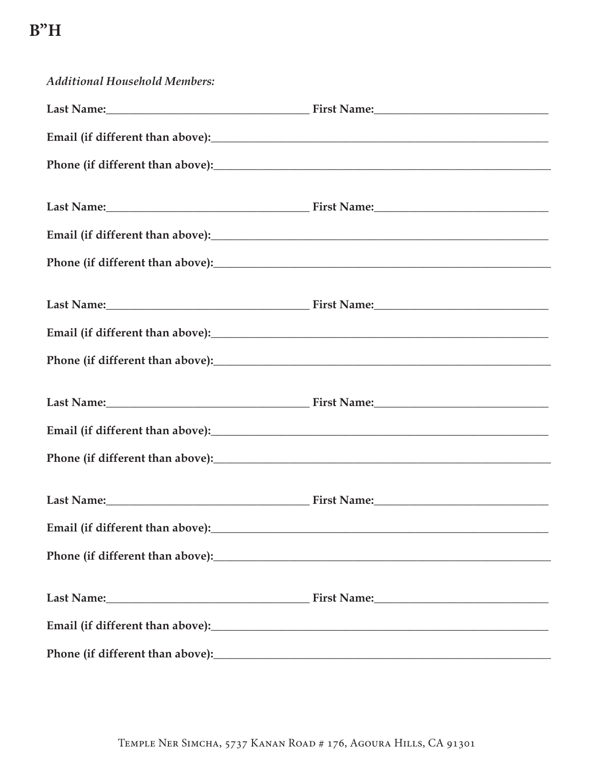**B"H**

*Additional Household Members:*

**Last Name:**_________________________ **First Name:**_________________________

**Email (if different than above):**_________________________________________________

**Phone (if different than above):**_________________________________________________

**Last Name:**_________________________ **First Name:**_________________________

**Email (if different than above):**_________________________________________________

**Phone (if different than above):**_________________________________________________

**Last Name:**_________________________ **First Name:**_________________________

**Email (if different than above):**_________________________________________________

**Phone (if different than above):**_________________________________________________

**Last Name:**_________________________ **First Name:**_________________________

**Email (if different than above):**_________________________________________________

**Phone (if different than above):**_________________________________________________

**Last Name:**_________________________ **First Name:**_________________________

**Email (if different than above):**_________________________________________________

**Phone (if different than above):**_________________________________________________

**Last Name:**_________________________ **First Name:**_________________________

**Email (if different than above):**_________________________________________________

**Phone (if different than above):**_________________________________________________